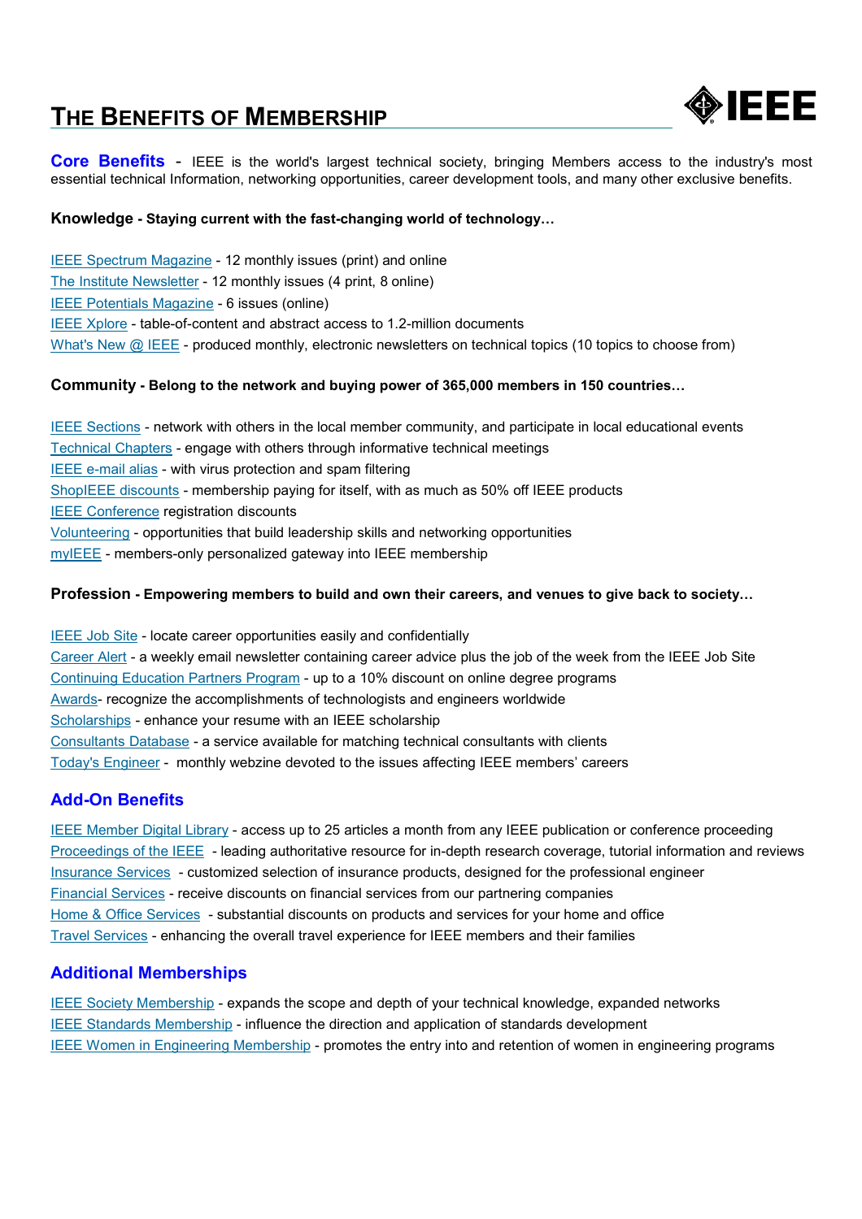# THE BENEFITS OF MEMBERSHIP

**Core Benefits** - IEEE is the world's largest technical society, bringing Members access to the industry's most essential technical Information, networking opportunities, career development tools, and many other exclusive benefits.

### Knowledge - Staying current with the fast-changing world of technology…

IEEE Spectrum Magazine - 12 monthly issues (print) and online
The Institute Newsletter - 12 monthly issues (4 print, 8 online)
IEEE Potentials Magazine - 6 issues (online)
IEEE Xplore - table-of-content and abstract access to 1.2-million documents
What's New @ IEEE - produced monthly, electronic newsletters on technical topics (10 topics to choose from)

### Community - Belong to the network and buying power of 365,000 members in 150 countries…

IEEE Sections - network with others in the local member community, and participate in local educational events
Technical Chapters - engage with others through informative technical meetings
IEEE e-mail alias - with virus protection and spam filtering
ShopIEEE discounts - membership paying for itself, with as much as 50% off IEEE products
IEEE Conference registration discounts
Volunteering - opportunities that build leadership skills and networking opportunities
myIEEE - members-only personalized gateway into IEEE membership

### Profession - Empowering members to build and own their careers, and venues to give back to society…

IEEE Job Site - locate career opportunities easily and confidentially
Career Alert - a weekly email newsletter containing career advice plus the job of the week from the IEEE Job Site
Continuing Education Partners Program - up to a 10% discount on online degree programs
Awards- recognize the accomplishments of technologists and engineers worldwide
Scholarships - enhance your resume with an IEEE scholarship
Consultants Database - a service available for matching technical consultants with clients
Today's Engineer - monthly webzine devoted to the issues affecting IEEE members' careers

## Add-On Benefits

IEEE Member Digital Library - access up to 25 articles a month from any IEEE publication or conference proceeding
Proceedings of the IEEE - leading authoritative resource for in-depth research coverage, tutorial information and reviews
Insurance Services - customized selection of insurance products, designed for the professional engineer
Financial Services - receive discounts on financial services from our partnering companies
Home & Office Services - substantial discounts on products and services for your home and office
Travel Services - enhancing the overall travel experience for IEEE members and their families

## Additional Memberships

IEEE Society Membership - expands the scope and depth of your technical knowledge, expanded networks
IEEE Standards Membership - influence the direction and application of standards development
IEEE Women in Engineering Membership - promotes the entry into and retention of women in engineering programs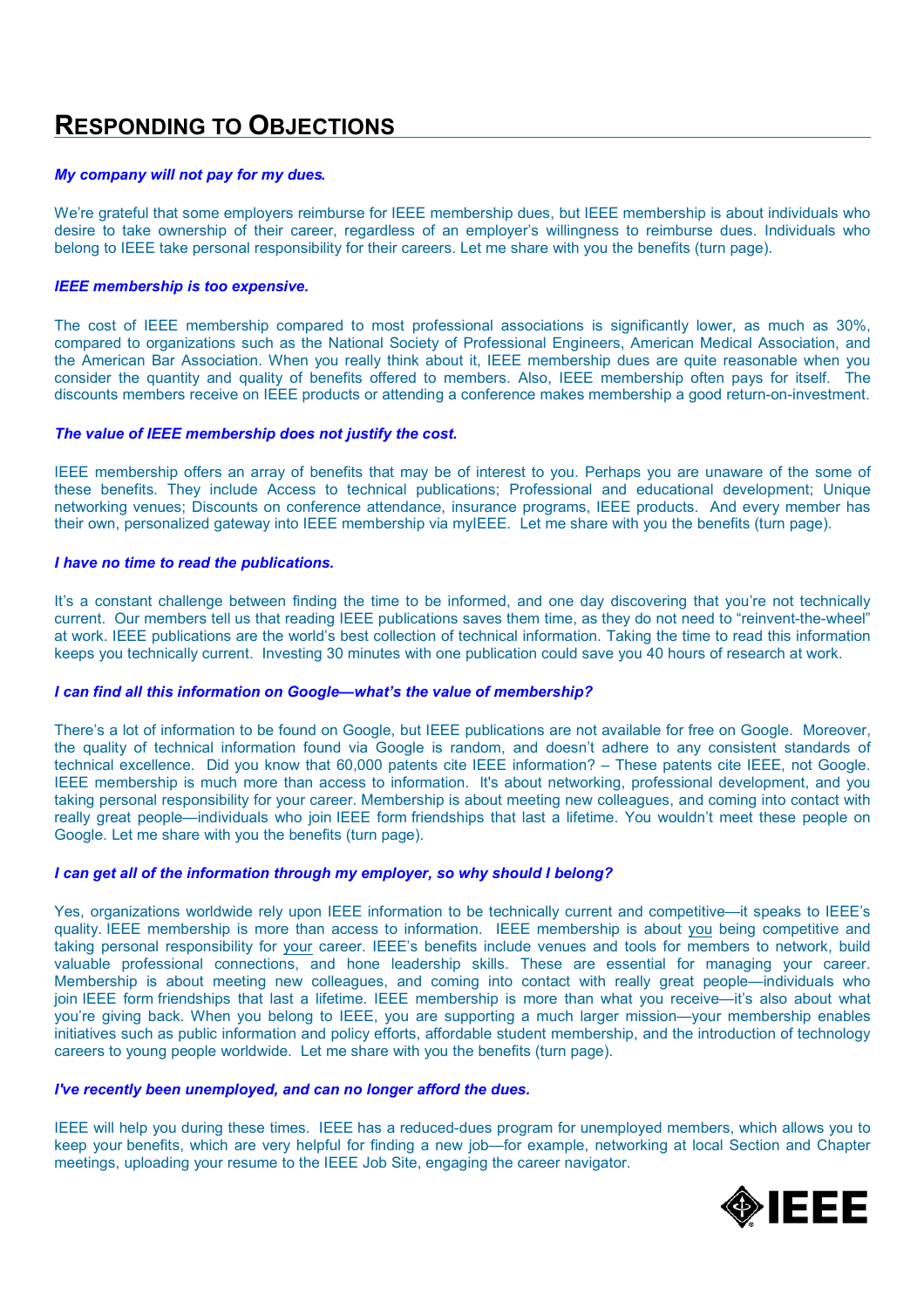# Responding to Objections

***My company will not pay for my dues.***

We're grateful that some employers reimburse for IEEE membership dues, but IEEE membership is about individuals who desire to take ownership of their career, regardless of an employer's willingness to reimburse dues. Individuals who belong to IEEE take personal responsibility for their careers. Let me share with you the benefits (turn page).

***IEEE membership is too expensive.***

The cost of IEEE membership compared to most professional associations is significantly lower, as much as 30%, compared to organizations such as the National Society of Professional Engineers, American Medical Association, and the American Bar Association. When you really think about it, IEEE membership dues are quite reasonable when you consider the quantity and quality of benefits offered to members. Also, IEEE membership often pays for itself. The discounts members receive on IEEE products or attending a conference makes membership a good return-on-investment.

***The value of IEEE membership does not justify the cost.***

IEEE membership offers an array of benefits that may be of interest to you. Perhaps you are unaware of the some of these benefits. They include Access to technical publications; Professional and educational development; Unique networking venues; Discounts on conference attendance, insurance programs, IEEE products. And every member has their own, personalized gateway into IEEE membership via myIEEE. Let me share with you the benefits (turn page).

***I have no time to read the publications.***

It's a constant challenge between finding the time to be informed, and one day discovering that you're not technically current. Our members tell us that reading IEEE publications saves them time, as they do not need to "reinvent-the-wheel" at work. IEEE publications are the world's best collection of technical information. Taking the time to read this information keeps you technically current. Investing 30 minutes with one publication could save you 40 hours of research at work.

***I can find all this information on Google—what's the value of membership?***

There's a lot of information to be found on Google, but IEEE publications are not available for free on Google. Moreover, the quality of technical information found via Google is random, and doesn't adhere to any consistent standards of technical excellence. Did you know that 60,000 patents cite IEEE information? – These patents cite IEEE, not Google. IEEE membership is much more than access to information. It's about networking, professional development, and you taking personal responsibility for your career. Membership is about meeting new colleagues, and coming into contact with really great people—individuals who join IEEE form friendships that last a lifetime. You wouldn't meet these people on Google. Let me share with you the benefits (turn page).

***I can get all of the information through my employer, so why should I belong?***

Yes, organizations worldwide rely upon IEEE information to be technically current and competitive—it speaks to IEEE's quality. IEEE membership is more than access to information. IEEE membership is about <u>you</u> being competitive and taking personal responsibility for <u>your</u> career. IEEE's benefits include venues and tools for members to network, build valuable professional connections, and hone leadership skills. These are essential for managing your career. Membership is about meeting new colleagues, and coming into contact with really great people—individuals who join IEEE form friendships that last a lifetime. IEEE membership is more than what you receive—it's also about what you're giving back. When you belong to IEEE, you are supporting a much larger mission—your membership enables initiatives such as public information and policy efforts, affordable student membership, and the introduction of technology careers to young people worldwide. Let me share with you the benefits (turn page).

***I've recently been unemployed, and can no longer afford the dues.***

IEEE will help you during these times. IEEE has a reduced-dues program for unemployed members, which allows you to keep your benefits, which are very helpful for finding a new job—for example, networking at local Section and Chapter meetings, uploading your resume to the IEEE Job Site, engaging the career navigator.